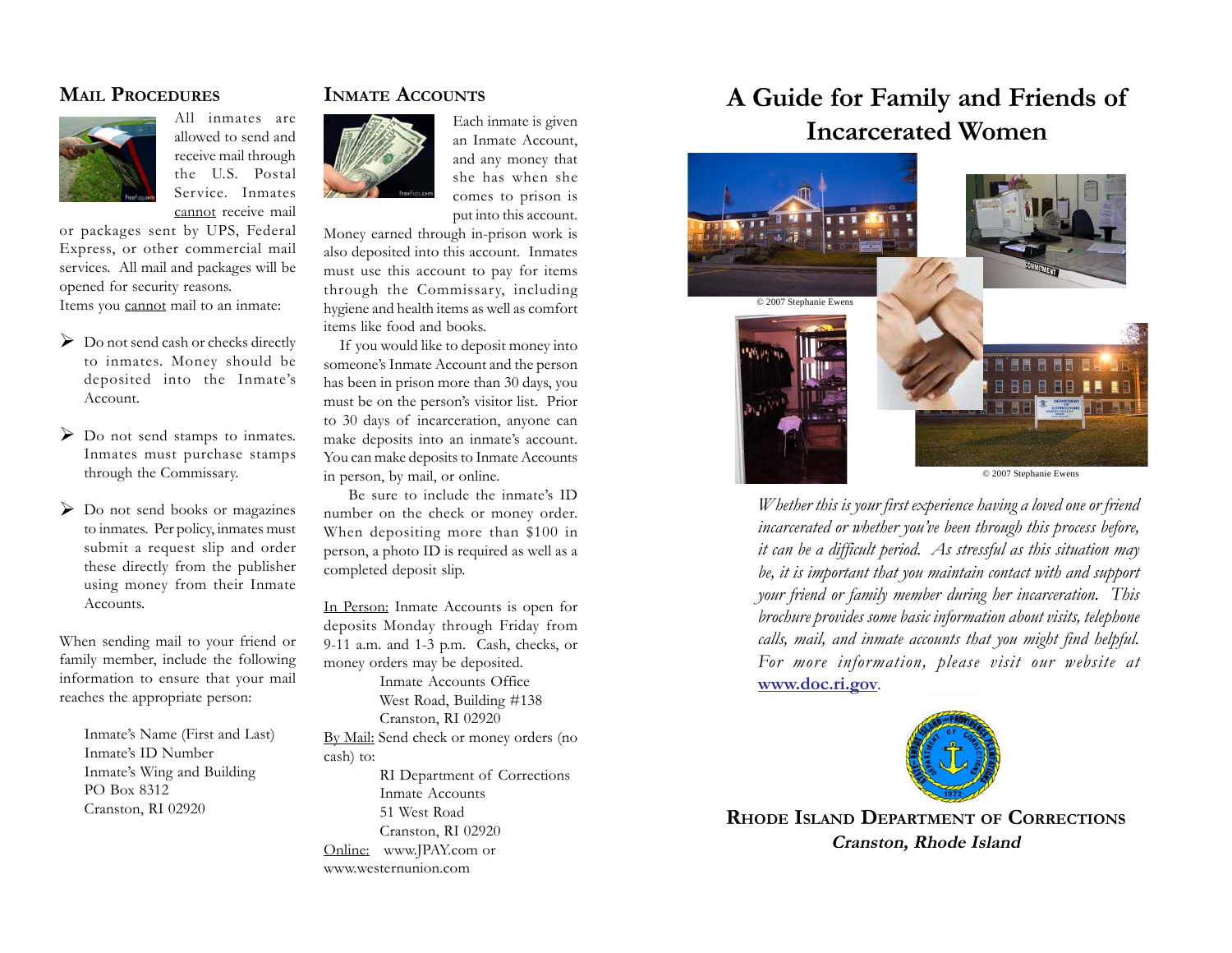## Mail Procedures

All inmates are allowed to send and receive mail through the U.S. Postal Service. Inmates cannot receive mail or packages sent by UPS, Federal Express, or other commercial mail services. All mail and packages will be opened for security reasons.

Items you cannot mail to an inmate:

- Do not send cash or checks directly to inmates. Money should be deposited into the Inmate's Account.
- Do not send stamps to inmates. Inmates must purchase stamps through the Commissary.
- Do not send books or magazines to inmates. Per policy, inmates must submit a request slip and order these directly from the publisher using money from their Inmate Accounts.

When sending mail to your friend or family member, include the following information to ensure that your mail reaches the appropriate person:

Inmate's Name (First and Last)
Inmate's ID Number
Inmate's Wing and Building
PO Box 8312
Cranston, RI 02920

## Inmate Accounts

Each inmate is given an Inmate Account, and any money that she has when she comes to prison is put into this account. Money earned through in-prison work is also deposited into this account. Inmates must use this account to pay for items through the Commissary, including hygiene and health items as well as comfort items like food and books.

If you would like to deposit money into someone's Inmate Account and the person has been in prison more than 30 days, you must be on the person's visitor list. Prior to 30 days of incarceration, anyone can make deposits into an inmate's account. You can make deposits to Inmate Accounts in person, by mail, or online.

Be sure to include the inmate's ID number on the check or money order. When depositing more than $100 in person, a photo ID is required as well as a completed deposit slip.

In Person: Inmate Accounts is open for deposits Monday through Friday from 9-11 a.m. and 1-3 p.m. Cash, checks, or money orders may be deposited.

Inmate Accounts Office
West Road, Building #138
Cranston, RI 02920

By Mail: Send check or money orders (no cash) to:

RI Department of Corrections
Inmate Accounts
51 West Road
Cranston, RI 02920

Online: www.JPAY.com or www.westernunion.com

# A Guide for Family and Friends of Incarcerated Women

© 2007 Stephanie Ewens

© 2007 Stephanie Ewens

*Whether this is your first experience having a loved one or friend incarcerated or whether you've been through this process before, it can be a difficult period. As stressful as this situation may be, it is important that you maintain contact with and support your friend or family member during her incarceration. This brochure provides some basic information about visits, telephone calls, mail, and inmate accounts that you might find helpful. For more information, please visit our website at* **www.doc.ri.gov**.

**Rhode Island Department of Corrections**
***Cranston, Rhode Island***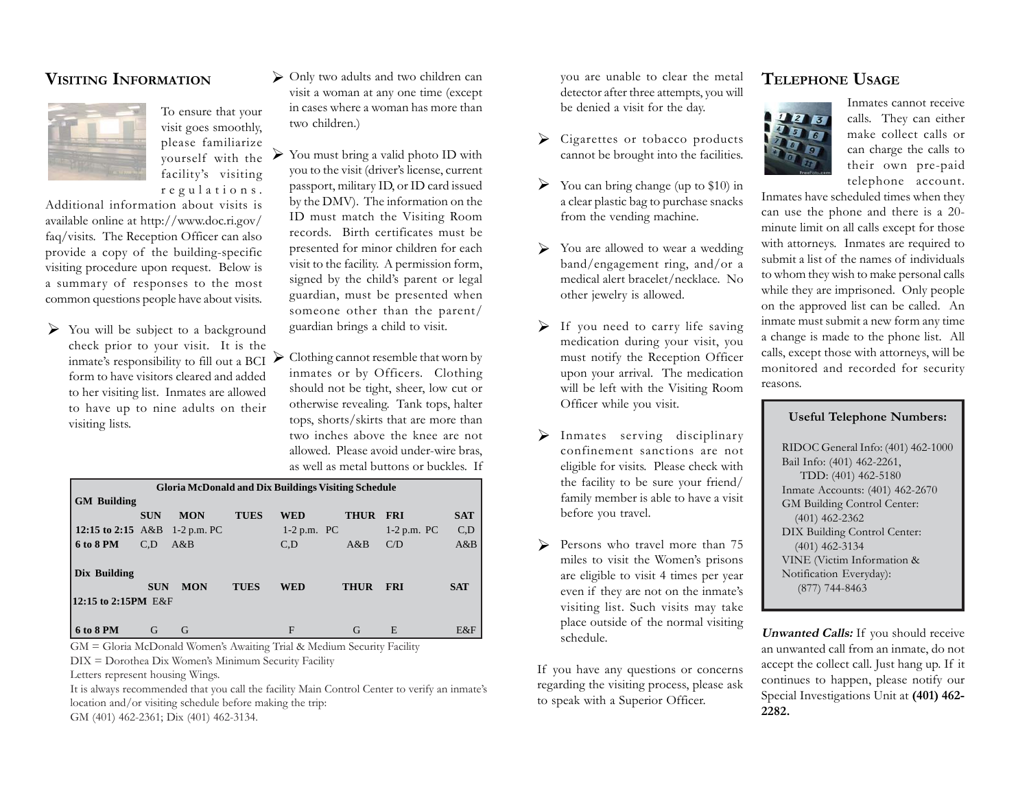## Visiting Information

To ensure that your visit goes smoothly, please familiarize yourself with the facility's visiting regulations. Additional information about visits is available online at http://www.doc.ri.gov/faq/visits. The Reception Officer can also provide a copy of the building-specific visiting procedure upon request. Below is a summary of responses to the most common questions people have about visits.

- You will be subject to a background check prior to your visit. It is the inmate's responsibility to fill out a BCI form to have visitors cleared and added to her visiting list. Inmates are allowed to have up to nine adults on their visiting lists.
- Only two adults and two children can visit a woman at any one time (except in cases where a woman has more than two children.)
- You must bring a valid photo ID with you to the visit (driver's license, current passport, military ID, or ID card issued by the DMV). The information on the ID must match the Visiting Room records. Birth certificates must be presented for minor children for each visit to the facility. A permission form, signed by the child's parent or legal guardian, must be presented when someone other than the parent/guardian brings a child to visit.
- Clothing cannot resemble that worn by inmates or by Officers. Clothing should not be tight, sheer, low cut or otherwise revealing. Tank tops, halter tops, shorts/skirts that are more than two inches above the knee are not allowed. Please avoid under-wire bras, as well as metal buttons or buckles. If you are unable to clear the metal detector after three attempts, you will be denied a visit for the day.
- Cigarettes or tobacco products cannot be brought into the facilities.
- You can bring change (up to $10) in a clear plastic bag to purchase snacks from the vending machine.
- You are allowed to wear a wedding band/engagement ring, and/or a medical alert bracelet/necklace. No other jewelry is allowed.
- If you need to carry life saving medication during your visit, you must notify the Reception Officer upon your arrival. The medication will be left with the Visiting Room Officer while you visit.
- Inmates serving disciplinary confinement sanctions are not eligible for visits. Please check with the facility to be sure your friend/family member is able to have a visit before you travel.
- Persons who travel more than 75 miles to visit the Women's prisons are eligible to visit 4 times per year even if they are not on the inmate's visiting list. Such visits may take place outside of the normal visiting schedule.

If you have any questions or concerns regarding the visiting process, please ask to speak with a Superior Officer.

**Gloria McDonald and Dix Buildings Visiting Schedule**

| | SUN | MON | TUES | WED | THUR | FRI | SAT |
|---|---|---|---|---|---|---|---|
| **GM Building** | | | | | | | |
| **12:15 to 2:15** | A&B | 1-2 p.m. PC | | 1-2 p.m. PC | | 1-2 p.m. PC | C,D |
| **6 to 8 PM** | C,D | A&B | | C,D | A&B | C/D | A&B |
| **Dix Building** | | | | | | | |
| **12:15 to 2:15PM** | E&F | | | | | | |
| **6 to 8 PM** | G | G | | F | G | E | E&F |

GM = Gloria McDonald Women's Awaiting Trial & Medium Security Facility
DIX = Dorothea Dix Women's Minimum Security Facility
Letters represent housing Wings.
It is always recommended that you call the facility Main Control Center to verify an inmate's location and/or visiting schedule before making the trip:
GM (401) 462-2361; Dix (401) 462-3134.

## Telephone Usage

Inmates cannot receive calls. They can either make collect calls or can charge the calls to their own pre-paid telephone account. Inmates have scheduled times when they can use the phone and there is a 20-minute limit on all calls except for those with attorneys. Inmates are required to submit a list of the names of individuals to whom they wish to make personal calls while they are imprisoned. Only people on the approved list can be called. An inmate must submit a new form any time a change is made to the phone list. All calls, except those with attorneys, will be monitored and recorded for security reasons.

**Useful Telephone Numbers:**

RIDOC General Info: (401) 462-1000
Bail Info: (401) 462-2261,
TDD: (401) 462-5180
Inmate Accounts: (401) 462-2670
GM Building Control Center:
(401) 462-2362
DIX Building Control Center:
(401) 462-3134
VINE (Victim Information & Notification Everyday):
(877) 744-8463

***Unwanted Calls:*** If you should receive an unwanted call from an inmate, do not accept the collect call. Just hang up. If it continues to happen, please notify our Special Investigations Unit at **(401) 462-2282.**